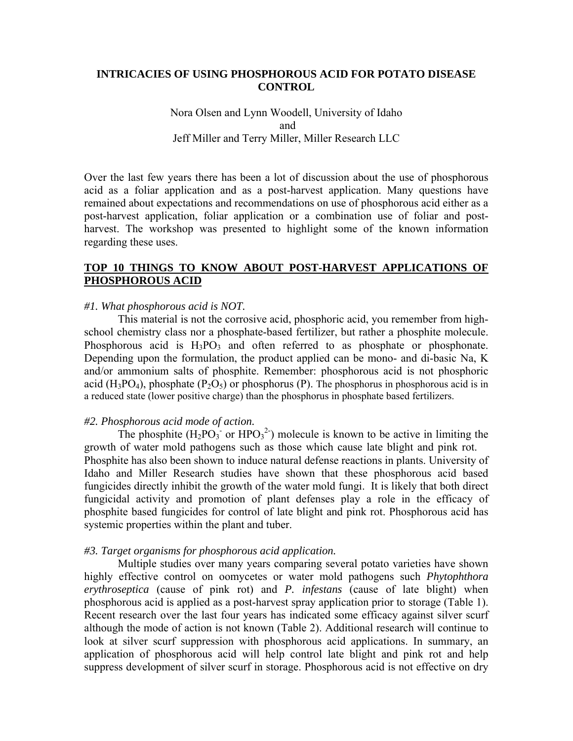# INTRICACIES OF USING PHOSPHOROUS ACID FOR POTATO DISEASE CONTROL

Nora Olsen and Lynn Woodell, University of Idaho
and
Jeff Miller and Terry Miller, Miller Research LLC

Over the last few years there has been a lot of discussion about the use of phosphorous acid as a foliar application and as a post-harvest application. Many questions have remained about expectations and recommendations on use of phosphorous acid either as a post-harvest application, foliar application or a combination use of foliar and post-harvest. The workshop was presented to highlight some of the known information regarding these uses.

## TOP 10 THINGS TO KNOW ABOUT POST-HARVEST APPLICATIONS OF PHOSPHOROUS ACID

*#1. What phosphorous acid is NOT.*

This material is not the corrosive acid, phosphoric acid, you remember from high-school chemistry class nor a phosphate-based fertilizer, but rather a phosphite molecule. Phosphorous acid is $H_3PO_3$ and often referred to as phosphate or phosphonate. Depending upon the formulation, the product applied can be mono- and di-basic Na, K and/or ammonium salts of phosphite. Remember: phosphorous acid is not phosphoric acid ($H_3PO_4$), phosphate ($P_2O_5$) or phosphorus (P). The phosphorus in phosphorous acid is in a reduced state (lower positive charge) than the phosphorus in phosphate based fertilizers.

*#2. Phosphorous acid mode of action.*

The phosphite ($H_2PO_3^-$ or $HPO_3^{2-}$) molecule is known to be active in limiting the growth of water mold pathogens such as those which cause late blight and pink rot. Phosphite has also been shown to induce natural defense reactions in plants. University of Idaho and Miller Research studies have shown that these phosphorous acid based fungicides directly inhibit the growth of the water mold fungi. It is likely that both direct fungicidal activity and promotion of plant defenses play a role in the efficacy of phosphite based fungicides for control of late blight and pink rot. Phosphorous acid has systemic properties within the plant and tuber.

*#3. Target organisms for phosphorous acid application.*

Multiple studies over many years comparing several potato varieties have shown highly effective control on oomycetes or water mold pathogens such *Phytophthora erythroseptica* (cause of pink rot) and *P. infestans* (cause of late blight) when phosphorous acid is applied as a post-harvest spray application prior to storage (Table 1). Recent research over the last four years has indicated some efficacy against silver scurf although the mode of action is not known (Table 2). Additional research will continue to look at silver scurf suppression with phosphorous acid applications. In summary, an application of phosphorous acid will help control late blight and pink rot and help suppress development of silver scurf in storage. Phosphorous acid is not effective on dry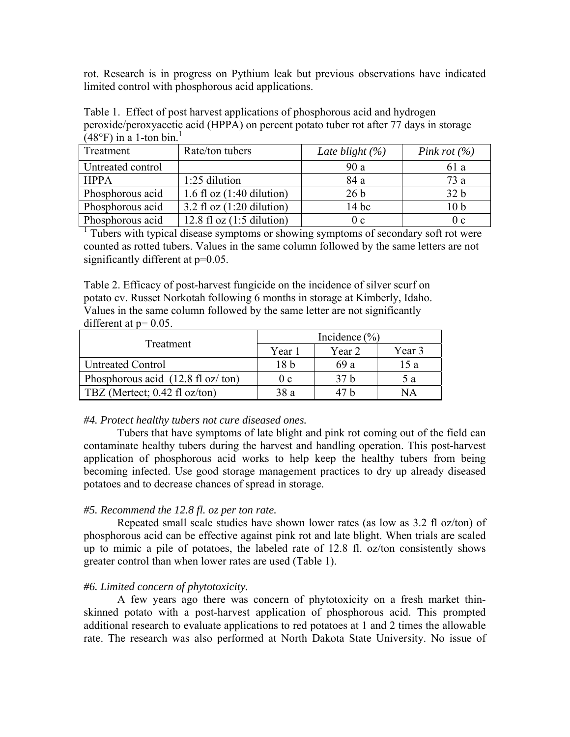rot. Research is in progress on Pythium leak but previous observations have indicated limited control with phosphorous acid applications.

Table 1. Effect of post harvest applications of phosphorous acid and hydrogen peroxide/peroxyacetic acid (HPPA) on percent potato tuber rot after 77 days in storage (48°F) in a 1-ton bin.[1]

| Treatment | Rate/ton tubers | *Late blight (%)* | *Pink rot (%)* |
|---|---|---|---|
| Untreated control | | 90 a | 61 a |
| HPPA | 1:25 dilution | 84 a | 73 a |
| Phosphorous acid | 1.6 fl oz (1:40 dilution) | 26 b | 32 b |
| Phosphorous acid | 3.2 fl oz (1:20 dilution) | 14 bc | 10 b |
| Phosphorous acid | 12.8 fl oz (1:5 dilution) | 0 c | 0 c |

[1] Tubers with typical disease symptoms or showing symptoms of secondary soft rot were counted as rotted tubers. Values in the same column followed by the same letters are not significantly different at p=0.05.

Table 2. Efficacy of post-harvest fungicide on the incidence of silver scurf on potato cv. Russet Norkotah following 6 months in storage at Kimberly, Idaho. Values in the same column followed by the same letter are not significantly different at p= 0.05.

| Treatment | Incidence (%) | | |
|---|---|---|---|
| | Year 1 | Year 2 | Year 3 |
| Untreated Control | 18 b | 69 a | 15 a |
| Phosphorous acid (12.8 fl oz/ ton) | 0 c | 37 b | 5 a |
| TBZ (Mertect; 0.42 fl oz/ton) | 38 a | 47 b | NA |

*#4. Protect healthy tubers not cure diseased ones.*

Tubers that have symptoms of late blight and pink rot coming out of the field can contaminate healthy tubers during the harvest and handling operation. This post-harvest application of phosphorous acid works to help keep the healthy tubers from being becoming infected. Use good storage management practices to dry up already diseased potatoes and to decrease chances of spread in storage.

*#5. Recommend the 12.8 fl. oz per ton rate.*

Repeated small scale studies have shown lower rates (as low as 3.2 fl oz/ton) of phosphorous acid can be effective against pink rot and late blight. When trials are scaled up to mimic a pile of potatoes, the labeled rate of 12.8 fl. oz/ton consistently shows greater control than when lower rates are used (Table 1).

*#6. Limited concern of phytotoxicity.*

A few years ago there was concern of phytotoxicity on a fresh market thin-skinned potato with a post-harvest application of phosphorous acid. This prompted additional research to evaluate applications to red potatoes at 1 and 2 times the allowable rate. The research was also performed at North Dakota State University. No issue of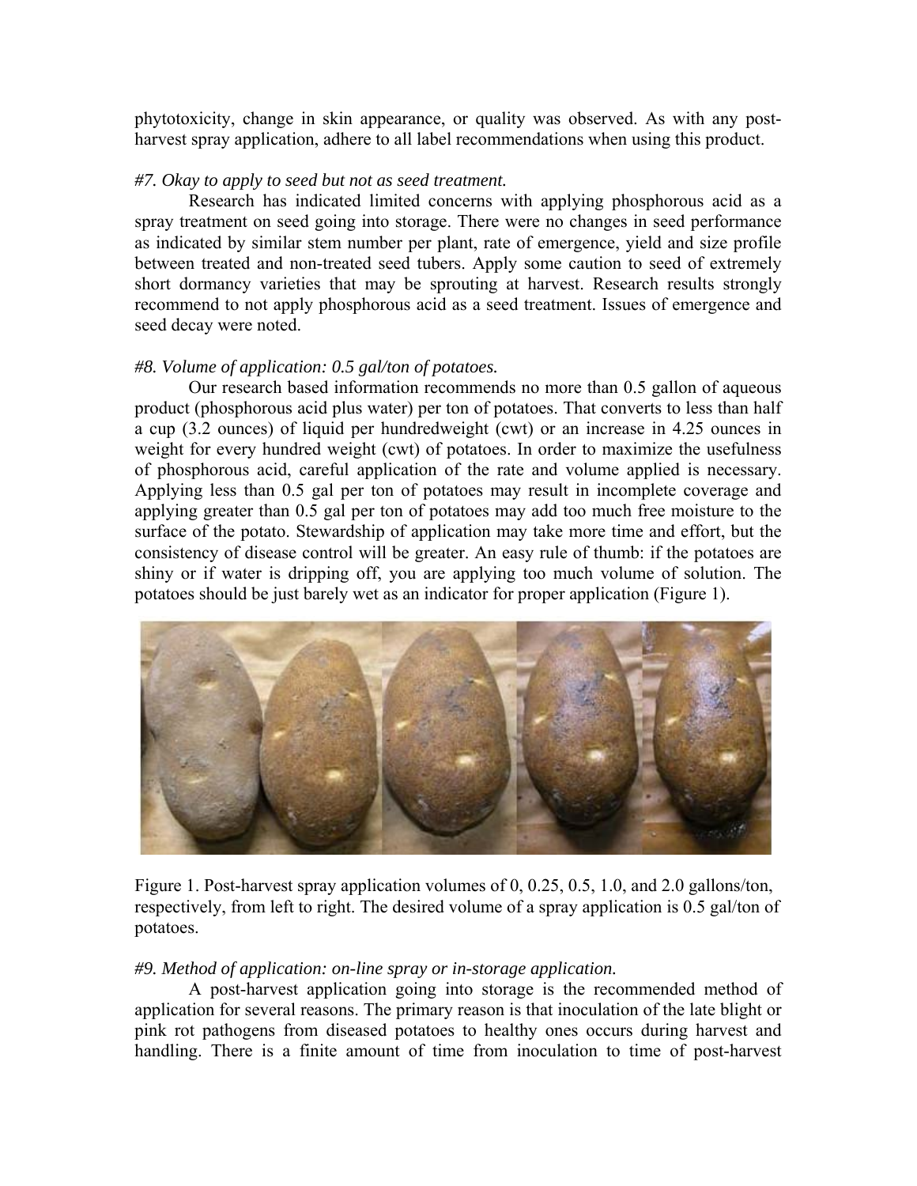phytotoxicity, change in skin appearance, or quality was observed. As with any post-harvest spray application, adhere to all label recommendations when using this product.

*#7. Okay to apply to seed but not as seed treatment.*

Research has indicated limited concerns with applying phosphorous acid as a spray treatment on seed going into storage. There were no changes in seed performance as indicated by similar stem number per plant, rate of emergence, yield and size profile between treated and non-treated seed tubers. Apply some caution to seed of extremely short dormancy varieties that may be sprouting at harvest. Research results strongly recommend to not apply phosphorous acid as a seed treatment. Issues of emergence and seed decay were noted.

*#8. Volume of application: 0.5 gal/ton of potatoes.*

Our research based information recommends no more than 0.5 gallon of aqueous product (phosphorous acid plus water) per ton of potatoes. That converts to less than half a cup (3.2 ounces) of liquid per hundredweight (cwt) or an increase in 4.25 ounces in weight for every hundred weight (cwt) of potatoes. In order to maximize the usefulness of phosphorous acid, careful application of the rate and volume applied is necessary. Applying less than 0.5 gal per ton of potatoes may result in incomplete coverage and applying greater than 0.5 gal per ton of potatoes may add too much free moisture to the surface of the potato. Stewardship of application may take more time and effort, but the consistency of disease control will be greater. An easy rule of thumb: if the potatoes are shiny or if water is dripping off, you are applying too much volume of solution. The potatoes should be just barely wet as an indicator for proper application (Figure 1).

Figure 1. Post-harvest spray application volumes of 0, 0.25, 0.5, 1.0, and 2.0 gallons/ton, respectively, from left to right. The desired volume of a spray application is 0.5 gal/ton of potatoes.

*#9. Method of application: on-line spray or in-storage application.*

A post-harvest application going into storage is the recommended method of application for several reasons. The primary reason is that inoculation of the late blight or pink rot pathogens from diseased potatoes to healthy ones occurs during harvest and handling. There is a finite amount of time from inoculation to time of post-harvest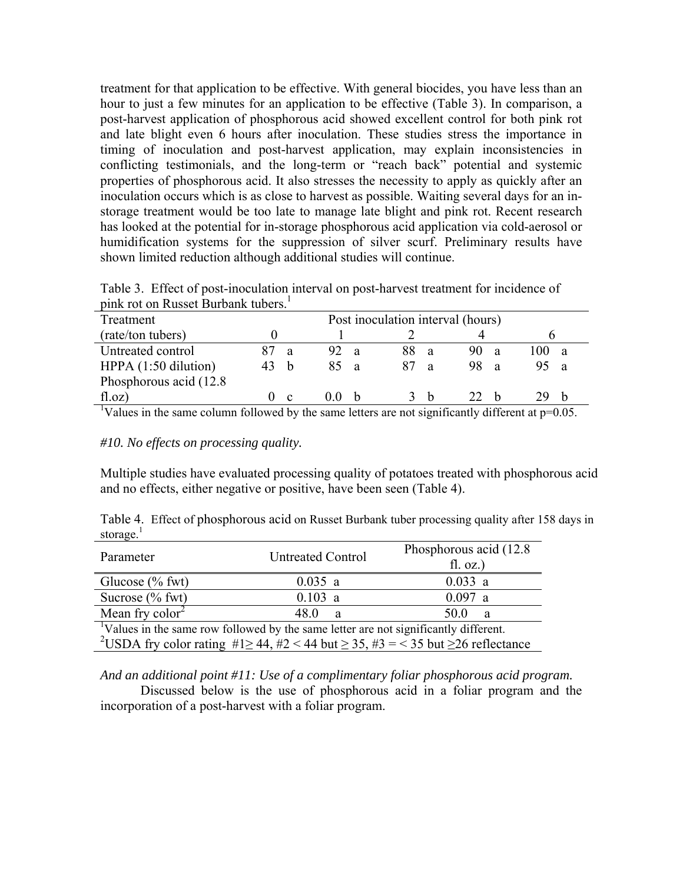treatment for that application to be effective. With general biocides, you have less than an hour to just a few minutes for an application to be effective (Table 3). In comparison, a post-harvest application of phosphorous acid showed excellent control for both pink rot and late blight even 6 hours after inoculation. These studies stress the importance in timing of inoculation and post-harvest application, may explain inconsistencies in conflicting testimonials, and the long-term or "reach back" potential and systemic properties of phosphorous acid. It also stresses the necessity to apply as quickly after an inoculation occurs which is as close to harvest as possible. Waiting several days for an in-storage treatment would be too late to manage late blight and pink rot. Recent research has looked at the potential for in-storage phosphorous acid application via cold-aerosol or humidification systems for the suppression of silver scurf. Preliminary results have shown limited reduction although additional studies will continue.

Table 3. Effect of post-inoculation interval on post-harvest treatment for incidence of pink rot on Russet Burbank tubers.[1]

| Treatment | Post inoculation interval (hours) | | | | |
|---|---|---|---|---|---|
| (rate/ton tubers) | 0 | 1 | 2 | 4 | 6 |
| Untreated control | 87 a | 92 a | 88 a | 90 a | 100 a |
| HPPA (1:50 dilution) | 43 b | 85 a | 87 a | 98 a | 95 a |
| Phosphorous acid (12.8 fl.oz) | 0 c | 0.0 b | 3 b | 22 b | 29 b |

[1]Values in the same column followed by the same letters are not significantly different at p=0.05.

*#10. No effects on processing quality.*

Multiple studies have evaluated processing quality of potatoes treated with phosphorous acid and no effects, either negative or positive, have been seen (Table 4).

Table 4. Effect of phosphorous acid on Russet Burbank tuber processing quality after 158 days in storage.[1]

| Parameter | Untreated Control | Phosphorous acid (12.8 fl. oz.) |
|---|---|---|
| Glucose (% fwt) | 0.035 a | 0.033 a |
| Sucrose (% fwt) | 0.103 a | 0.097 a |
| Mean fry color[2] | 48.0 a | 50.0 a |

[1]Values in the same row followed by the same letter are not significantly different.
[2]USDA fry color rating #1 ≥ 44, #2 < 44 but ≥ 35, #3 = < 35 but ≥26 reflectance

*And an additional point #11: Use of a complimentary foliar phosphorous acid program.*

Discussed below is the use of phosphorous acid in a foliar program and the incorporation of a post-harvest with a foliar program.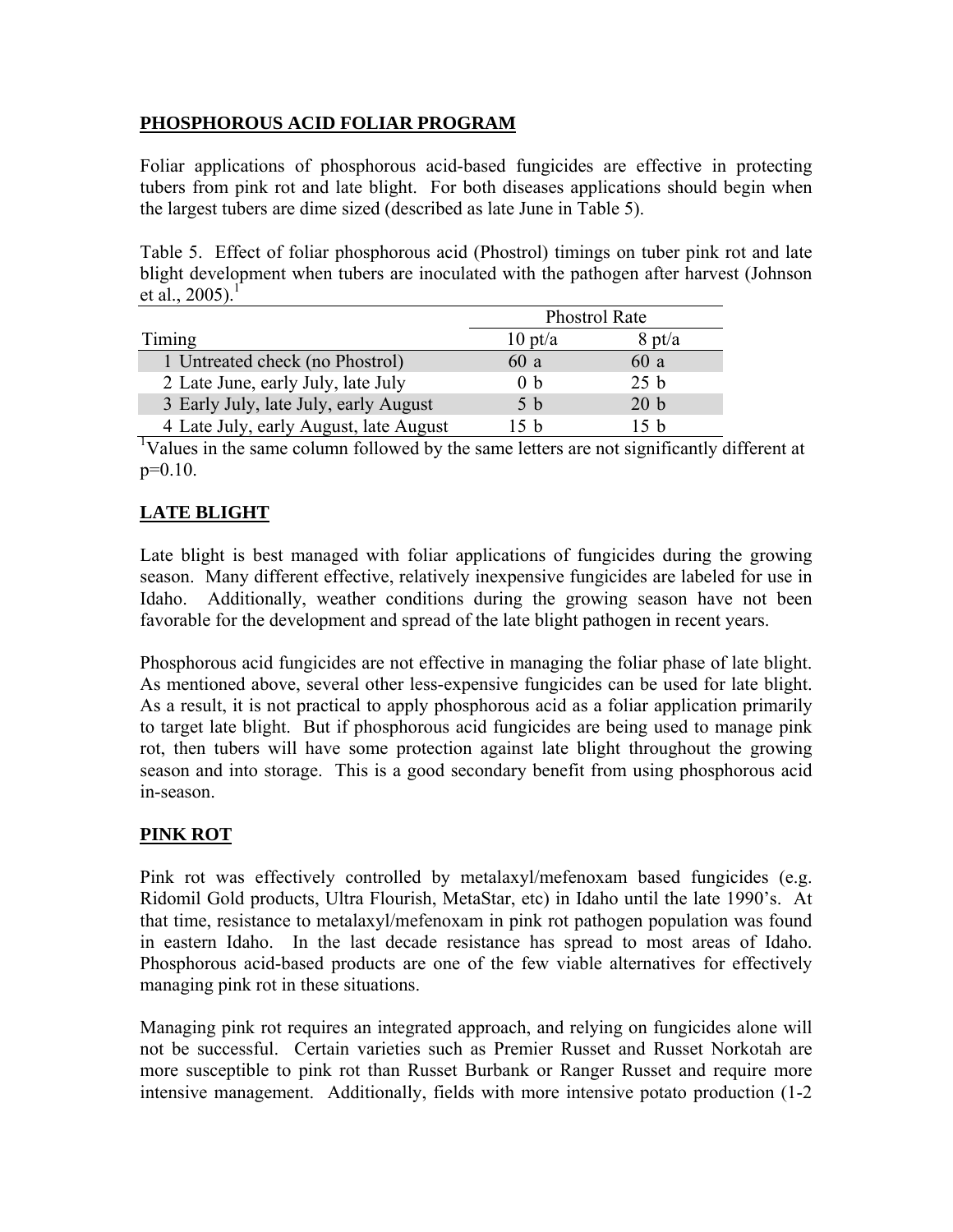## PHOSPHOROUS ACID FOLIAR PROGRAM

Foliar applications of phosphorous acid-based fungicides are effective in protecting tubers from pink rot and late blight. For both diseases applications should begin when the largest tubers are dime sized (described as late June in Table 5).

Table 5. Effect of foliar phosphorous acid (Phostrol) timings on tuber pink rot and late blight development when tubers are inoculated with the pathogen after harvest (Johnson et al., 2005).[1]

| | Phostrol Rate | |
|---|---|---|
| Timing | 10 pt/a | 8 pt/a |
| 1 Untreated check (no Phostrol) | 60 a | 60 a |
| 2 Late June, early July, late July | 0 b | 25 b |
| 3 Early July, late July, early August | 5 b | 20 b |
| 4 Late July, early August, late August | 15 b | 15 b |

[1]Values in the same column followed by the same letters are not significantly different at p=0.10.

## LATE BLIGHT

Late blight is best managed with foliar applications of fungicides during the growing season. Many different effective, relatively inexpensive fungicides are labeled for use in Idaho. Additionally, weather conditions during the growing season have not been favorable for the development and spread of the late blight pathogen in recent years.

Phosphorous acid fungicides are not effective in managing the foliar phase of late blight. As mentioned above, several other less-expensive fungicides can be used for late blight. As a result, it is not practical to apply phosphorous acid as a foliar application primarily to target late blight. But if phosphorous acid fungicides are being used to manage pink rot, then tubers will have some protection against late blight throughout the growing season and into storage. This is a good secondary benefit from using phosphorous acid in-season.

## PINK ROT

Pink rot was effectively controlled by metalaxyl/mefenoxam based fungicides (e.g. Ridomil Gold products, Ultra Flourish, MetaStar, etc) in Idaho until the late 1990's. At that time, resistance to metalaxyl/mefenoxam in pink rot pathogen population was found in eastern Idaho. In the last decade resistance has spread to most areas of Idaho. Phosphorous acid-based products are one of the few viable alternatives for effectively managing pink rot in these situations.

Managing pink rot requires an integrated approach, and relying on fungicides alone will not be successful. Certain varieties such as Premier Russet and Russet Norkotah are more susceptible to pink rot than Russet Burbank or Ranger Russet and require more intensive management. Additionally, fields with more intensive potato production (1-2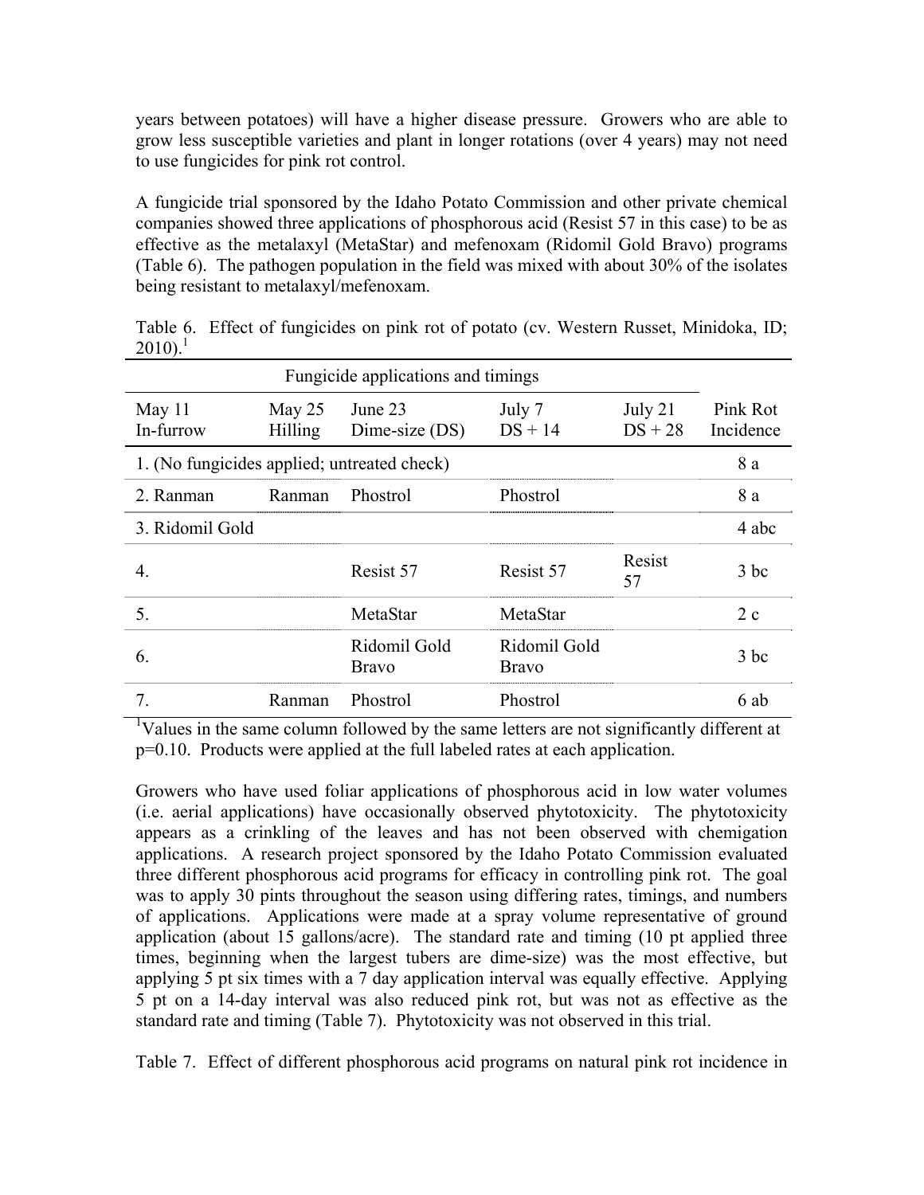years between potatoes) will have a higher disease pressure. Growers who are able to grow less susceptible varieties and plant in longer rotations (over 4 years) may not need to use fungicides for pink rot control.

A fungicide trial sponsored by the Idaho Potato Commission and other private chemical companies showed three applications of phosphorous acid (Resist 57 in this case) to be as effective as the metalaxyl (MetaStar) and mefenoxam (Ridomil Gold Bravo) programs (Table 6). The pathogen population in the field was mixed with about 30% of the isolates being resistant to metalaxyl/mefenoxam.

Table 6. Effect of fungicides on pink rot of potato (cv. Western Russet, Minidoka, ID; 2010).[1]

| Fungicide applications and timings | | | | | |
|---|---|---|---|---|---|
| May 11 In-furrow | May 25 Hilling | June 23 Dime-size (DS) | July 7 DS + 14 | July 21 DS + 28 | Pink Rot Incidence |
| 1. (No fungicides applied; untreated check) | | | | | 8 a |
| 2. Ranman | Ranman | Phostrol | Phostrol | | 8 a |
| 3. Ridomil Gold | | | | | 4 abc |
| 4. | | Resist 57 | Resist 57 | Resist 57 | 3 bc |
| 5. | | MetaStar | MetaStar | | 2 c |
| 6. | | Ridomil Gold Bravo | Ridomil Gold Bravo | | 3 bc |
| 7. | Ranman | Phostrol | Phostrol | | 6 ab |

[1]Values in the same column followed by the same letters are not significantly different at p=0.10. Products were applied at the full labeled rates at each application.

Growers who have used foliar applications of phosphorous acid in low water volumes (i.e. aerial applications) have occasionally observed phytotoxicity. The phytotoxicity appears as a crinkling of the leaves and has not been observed with chemigation applications. A research project sponsored by the Idaho Potato Commission evaluated three different phosphorous acid programs for efficacy in controlling pink rot. The goal was to apply 30 pints throughout the season using differing rates, timings, and numbers of applications. Applications were made at a spray volume representative of ground application (about 15 gallons/acre). The standard rate and timing (10 pt applied three times, beginning when the largest tubers are dime-size) was the most effective, but applying 5 pt six times with a 7 day application interval was equally effective. Applying 5 pt on a 14-day interval was also reduced pink rot, but was not as effective as the standard rate and timing (Table 7). Phytotoxicity was not observed in this trial.

Table 7. Effect of different phosphorous acid programs on natural pink rot incidence in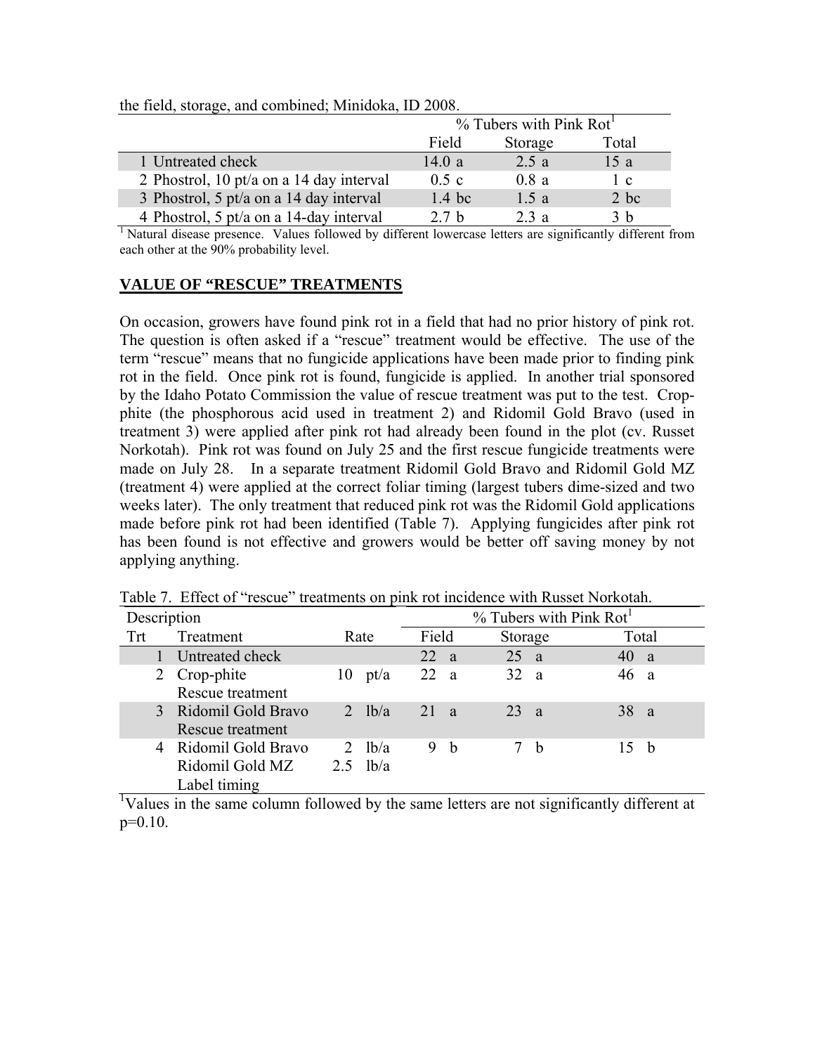the field, storage, and combined; Minidoka, ID 2008.

| | % Tubers with Pink Rot[1] | | |
|---|---|---|---|
| | Field | Storage | Total |
| 1 Untreated check | 14.0 a | 2.5 a | 15 a |
| 2 Phostrol, 10 pt/a on a 14 day interval | 0.5 c | 0.8 a | 1 c |
| 3 Phostrol, 5 pt/a on a 14 day interval | 1.4 bc | 1.5 a | 2 bc |
| 4 Phostrol, 5 pt/a on a 14-day interval | 2.7 b | 2.3 a | 3 b |

[1] Natural disease presence. Values followed by different lowercase letters are significantly different from each other at the 90% probability level.

## VALUE OF "RESCUE" TREATMENTS

On occasion, growers have found pink rot in a field that had no prior history of pink rot. The question is often asked if a "rescue" treatment would be effective. The use of the term "rescue" means that no fungicide applications have been made prior to finding pink rot in the field. Once pink rot is found, fungicide is applied. In another trial sponsored by the Idaho Potato Commission the value of rescue treatment was put to the test. Crop-phite (the phosphorous acid used in treatment 2) and Ridomil Gold Bravo (used in treatment 3) were applied after pink rot had already been found in the plot (cv. Russet Norkotah). Pink rot was found on July 25 and the first rescue fungicide treatments were made on July 28. In a separate treatment Ridomil Gold Bravo and Ridomil Gold MZ (treatment 4) were applied at the correct foliar timing (largest tubers dime-sized and two weeks later). The only treatment that reduced pink rot was the Ridomil Gold applications made before pink rot had been identified (Table 7). Applying fungicides after pink rot has been found is not effective and growers would be better off saving money by not applying anything.

Table 7. Effect of "rescue" treatments on pink rot incidence with Russet Norkotah.

| Description | | | % Tubers with Pink Rot[1] | | |
|---|---|---|---|---|---|
| Trt | Treatment | Rate | Field | Storage | Total |
| 1 | Untreated check | | 22 a | 25 a | 40 a |
| 2 | Crop-phite<br>Rescue treatment | 10 pt/a | 22 a | 32 a | 46 a |
| 3 | Ridomil Gold Bravo<br>Rescue treatment | 2 lb/a | 21 a | 23 a | 38 a |
| 4 | Ridomil Gold Bravo<br>Ridomil Gold MZ<br>Label timing | 2 lb/a<br>2.5 lb/a | 9 b | 7 b | 15 b |

[1]Values in the same column followed by the same letters are not significantly different at p=0.10.